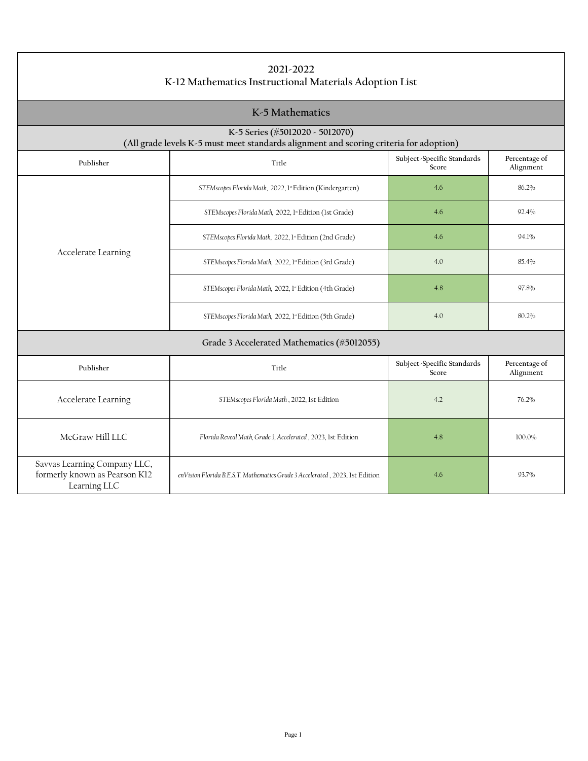# 2021-2022
# K-12 Mathematics Instructional Materials Adoption List

## K-5 Mathematics

### K-5 Series (#5012020 - 5012070)
(All grade levels K-5 must meet standards alignment and scoring criteria for adoption)

| Publisher | Title | Subject-Specific Standards Score | Percentage of Alignment |
|---|---|---|---|
| Accelerate Learning | *STEMscopes Florida Math*, 2022, 1st Edition (Kindergarten) | 4.6 | 86.2% |
| | *STEMscopes Florida Math*, 2022, 1st Edition (1st Grade) | 4.6 | 92.4% |
| | *STEMscopes Florida Math*, 2022, 1st Edition (2nd Grade) | 4.6 | 94.1% |
| | *STEMscopes Florida Math*, 2022, 1st Edition (3rd Grade) | 4.0 | 85.4% |
| | *STEMscopes Florida Math*, 2022, 1st Edition (4th Grade) | 4.8 | 97.8% |
| | *STEMscopes Florida Math*, 2022, 1st Edition (5th Grade) | 4.0 | 80.2% |

### Grade 3 Accelerated Mathematics (#5012055)

| Publisher | Title | Subject-Specific Standards Score | Percentage of Alignment |
|---|---|---|---|
| Accelerate Learning | *STEMscopes Florida Math*, 2022, 1st Edition | 4.2 | 76.2% |
| McGraw Hill LLC | *Florida Reveal Math, Grade 3, Accelerated*, 2023, 1st Edition | 4.8 | 100.0% |
| Savvas Learning Company LLC, formerly known as Pearson K12 Learning LLC | *enVision Florida B.E.S.T. Mathematics Grade 3 Accelerated*, 2023, 1st Edition | 4.6 | 93.7% |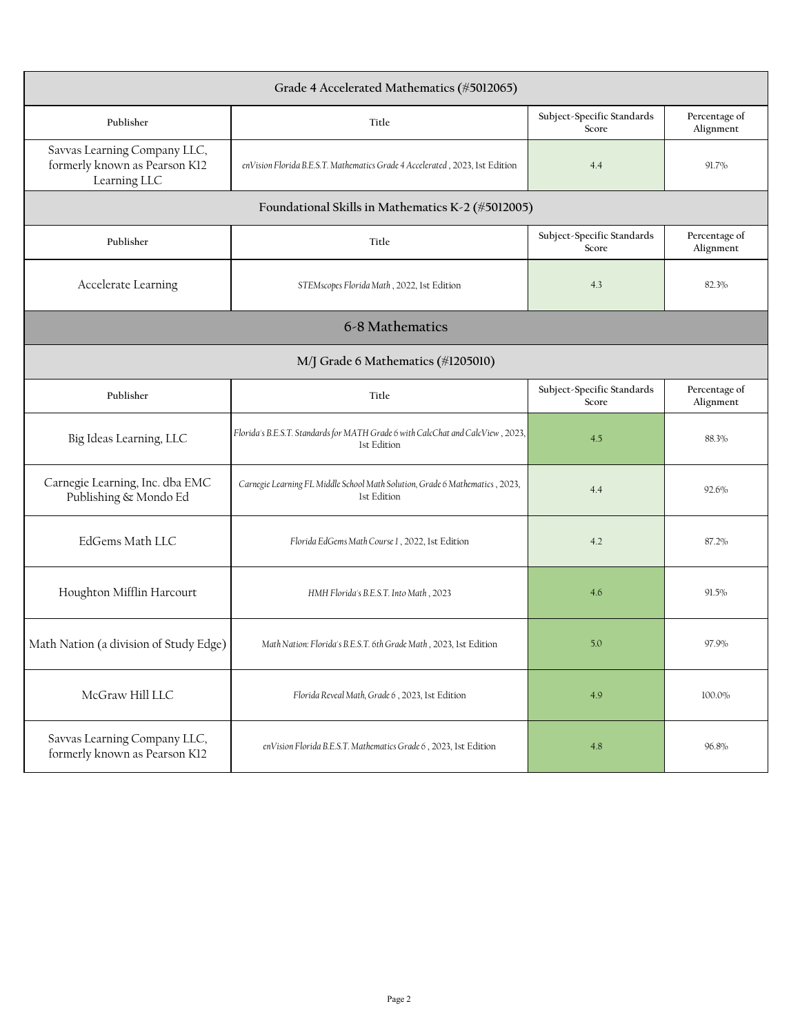## Grade 4 Accelerated Mathematics (#5012065)

| Publisher | Title | Subject-Specific Standards Score | Percentage of Alignment |
|---|---|---|---|
| Savvas Learning Company LLC, formerly known as Pearson K12 Learning LLC | *enVision Florida B.E.S.T. Mathematics Grade 4 Accelerated*, 2023, 1st Edition | 4.4 | 91.7% |

## Foundational Skills in Mathematics K-2 (#5012005)

| Publisher | Title | Subject-Specific Standards Score | Percentage of Alignment |
|---|---|---|---|
| Accelerate Learning | *STEMscopes Florida Math*, 2022, 1st Edition | 4.3 | 82.3% |

# 6-8 Mathematics

## M/J Grade 6 Mathematics (#1205010)

| Publisher | Title | Subject-Specific Standards Score | Percentage of Alignment |
|---|---|---|---|
| Big Ideas Learning, LLC | *Florida's B.E.S.T. Standards for MATH Grade 6 with CalcChat and CalcView*, 2023, 1st Edition | 4.5 | 88.3% |
| Carnegie Learning, Inc. dba EMC Publishing & Mondo Ed | *Carnegie Learning FL Middle School Math Solution, Grade 6 Mathematics*, 2023, 1st Edition | 4.4 | 92.6% |
| EdGems Math LLC | *Florida EdGems Math Course 1*, 2022, 1st Edition | 4.2 | 87.2% |
| Houghton Mifflin Harcourt | *HMH Florida's B.E.S.T. Into Math*, 2023 | 4.6 | 91.5% |
| Math Nation (a division of Study Edge) | *Math Nation: Florida's B.E.S.T. 6th Grade Math*, 2023, 1st Edition | 5.0 | 97.9% |
| McGraw Hill LLC | *Florida Reveal Math, Grade 6*, 2023, 1st Edition | 4.9 | 100.0% |
| Savvas Learning Company LLC, formerly known as Pearson K12 | *enVision Florida B.E.S.T. Mathematics Grade 6*, 2023, 1st Edition | 4.8 | 96.8% |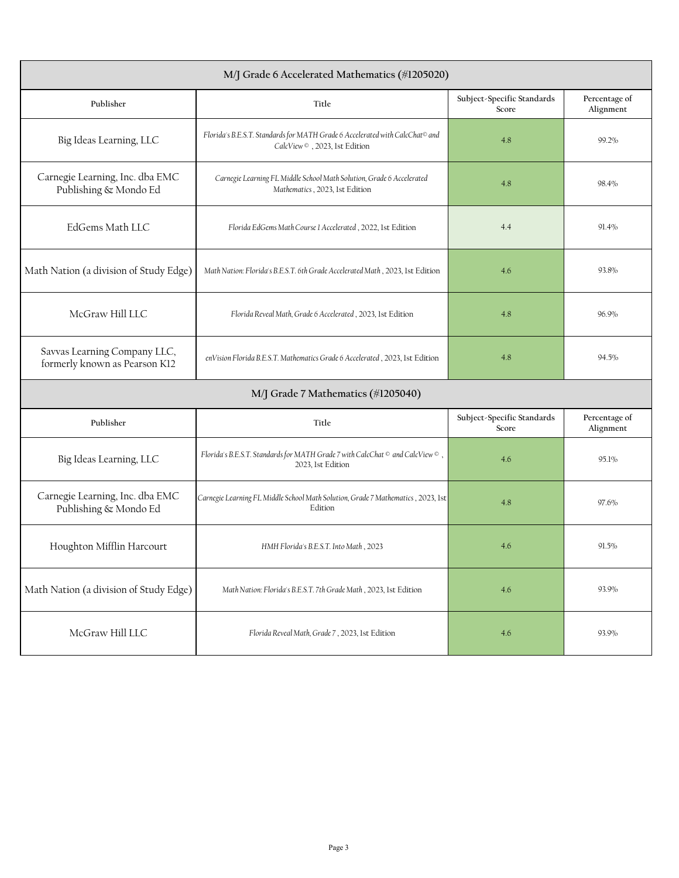| M/J Grade 6 Accelerated Mathematics (#1205020) | | | |
|---|---|---|---|
| **Publisher** | **Title** | **Subject-Specific Standards Score** | **Percentage of Alignment** |
| Big Ideas Learning, LLC | *Florida's B.E.S.T. Standards for MATH Grade 6 Accelerated with CalcChat© and CalcView©*, 2023, 1st Edition | 4.8 | 99.2% |
| Carnegie Learning, Inc. dba EMC Publishing & Mondo Ed | *Carnegie Learning FL Middle School Math Solution, Grade 6 Accelerated Mathematics*, 2023, 1st Edition | 4.8 | 98.4% |
| EdGems Math LLC | *Florida EdGems Math Course 1 Accelerated*, 2022, 1st Edition | 4.4 | 91.4% |
| Math Nation (a division of Study Edge) | *Math Nation: Florida's B.E.S.T. 6th Grade Accelerated Math*, 2023, 1st Edition | 4.6 | 93.8% |
| McGraw Hill LLC | *Florida Reveal Math, Grade 6 Accelerated*, 2023, 1st Edition | 4.8 | 96.9% |
| Savvas Learning Company LLC, formerly known as Pearson K12 | *enVision Florida B.E.S.T. Mathematics Grade 6 Accelerated*, 2023, 1st Edition | 4.8 | 94.5% |

| M/J Grade 7 Mathematics (#1205040) | | | |
|---|---|---|---|
| **Publisher** | **Title** | **Subject-Specific Standards Score** | **Percentage of Alignment** |
| Big Ideas Learning, LLC | *Florida's B.E.S.T. Standards for MATH Grade 7 with CalcChat© and CalcView©*, 2023, 1st Edition | 4.6 | 95.1% |
| Carnegie Learning, Inc. dba EMC Publishing & Mondo Ed | *Carnegie Learning FL Middle School Math Solution, Grade 7 Mathematics*, 2023, 1st Edition | 4.8 | 97.6% |
| Houghton Mifflin Harcourt | *HMH Florida's B.E.S.T. Into Math*, 2023 | 4.6 | 91.5% |
| Math Nation (a division of Study Edge) | *Math Nation: Florida's B.E.S.T. 7th Grade Math*, 2023, 1st Edition | 4.6 | 93.9% |
| McGraw Hill LLC | *Florida Reveal Math, Grade 7*, 2023, 1st Edition | 4.6 | 93.9% |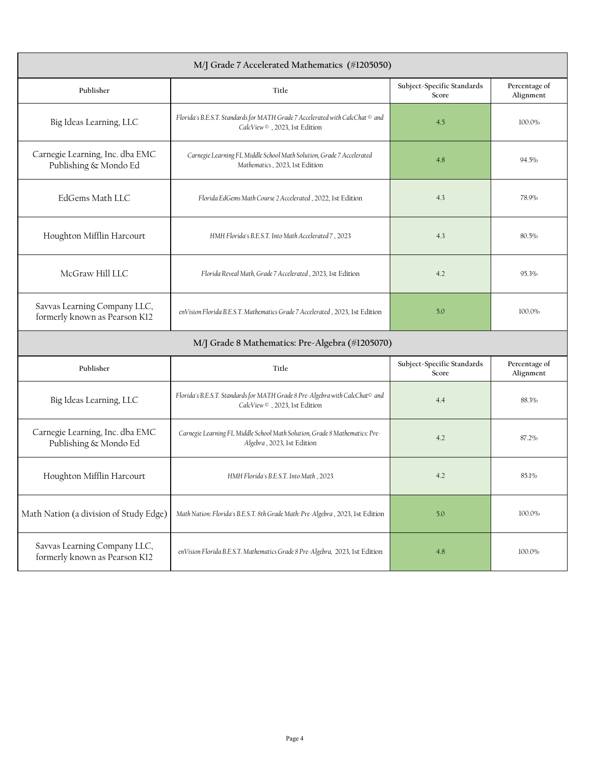## M/J Grade 7 Accelerated Mathematics (#1205050)

| Publisher | Title | Subject-Specific Standards Score | Percentage of Alignment |
|---|---|---|---|
| Big Ideas Learning, LLC | *Florida's B.E.S.T. Standards for MATH Grade 7 Accelerated with CalcChat © and CalcView ©* , 2023, 1st Edition | 4.5 | 100.0% |
| Carnegie Learning, Inc. dba EMC Publishing & Mondo Ed | *Carnegie Learning FL Middle School Math Solution, Grade 7 Accelerated Mathematics* , 2023, 1st Edition | 4.8 | 94.5% |
| EdGems Math LLC | *Florida EdGems Math Course 2 Accelerated* , 2022, 1st Edition | 4.3 | 78.9% |
| Houghton Mifflin Harcourt | *HMH Florida's B.E.S.T. Into Math Accelerated 7* , 2023 | 4.3 | 80.5% |
| McGraw Hill LLC | *Florida Reveal Math, Grade 7 Accelerated* , 2023, 1st Edition | 4.2 | 95.3% |
| Savvas Learning Company LLC, formerly known as Pearson K12 | *enVision Florida B.E.S.T. Mathematics Grade 7 Accelerated* , 2023, 1st Edition | 5.0 | 100.0% |

## M/J Grade 8 Mathematics: Pre-Algebra (#1205070)

| Publisher | Title | Subject-Specific Standards Score | Percentage of Alignment |
|---|---|---|---|
| Big Ideas Learning, LLC | *Florida's B.E.S.T. Standards for MATH Grade 8 Pre-Algebra with CalcChat© and CalcView©* , 2023, 1st Edition | 4.4 | 88.3% |
| Carnegie Learning, Inc. dba EMC Publishing & Mondo Ed | *Carnegie Learning FL Middle School Math Solution, Grade 8 Mathematics: Pre-Algebra* , 2023, 1st Edition | 4.2 | 87.2% |
| Houghton Mifflin Harcourt | *HMH Florida's B.E.S.T. Into Math* , 2023 | 4.2 | 85.1% |
| Math Nation (a division of Study Edge) | *Math Nation: Florida's B.E.S.T. 8th Grade Math: Pre-Algebra* , 2023, 1st Edition | 5.0 | 100.0% |
| Savvas Learning Company LLC, formerly known as Pearson K12 | *enVision Florida B.E.S.T. Mathematics Grade 8 Pre-Algebra,* 2023, 1st Edition | 4.8 | 100.0% |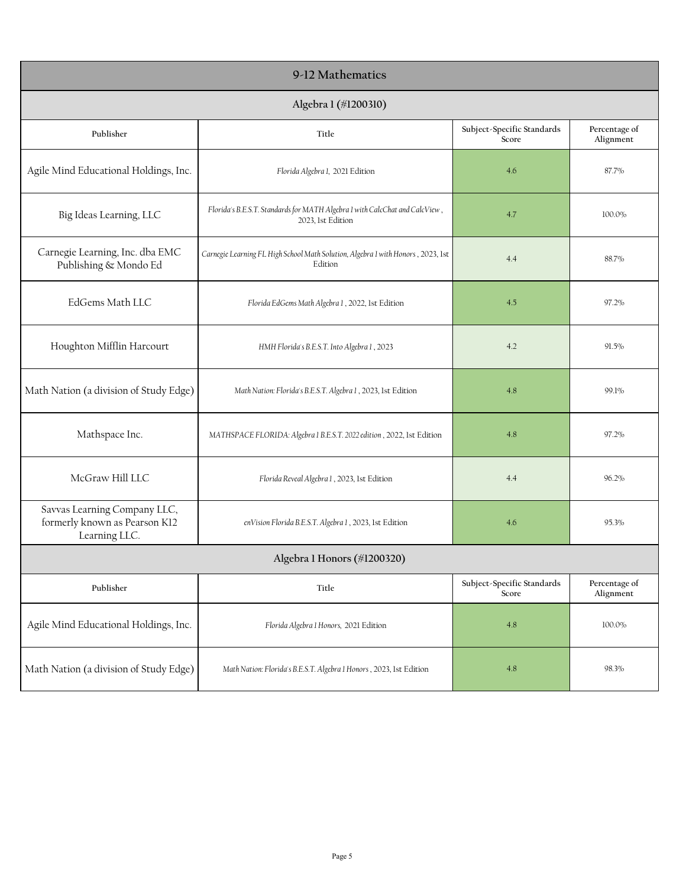## 9-12 Mathematics

### Algebra 1 (#1200310)

| Publisher | Title | Subject-Specific Standards Score | Percentage of Alignment |
|---|---|---|---|
| Agile Mind Educational Holdings, Inc. | *Florida Algebra 1,* 2021 Edition | 4.6 | 87.7% |
| Big Ideas Learning, LLC | *Florida's B.E.S.T. Standards for MATH Algebra 1 with CalcChat and CalcView* , 2023, 1st Edition | 4.7 | 100.0% |
| Carnegie Learning, Inc. dba EMC Publishing & Mondo Ed | *Carnegie Learning FL High School Math Solution, Algebra 1 with Honors* , 2023, 1st Edition | 4.4 | 88.7% |
| EdGems Math LLC | *Florida EdGems Math Algebra 1* , 2022, 1st Edition | 4.5 | 97.2% |
| Houghton Mifflin Harcourt | *HMH Florida's B.E.S.T. Into Algebra 1* , 2023 | 4.2 | 91.5% |
| Math Nation (a division of Study Edge) | *Math Nation: Florida's B.E.S.T. Algebra 1* , 2023, 1st Edition | 4.8 | 99.1% |
| Mathspace Inc. | *MATHSPACE FLORIDA: Algebra 1 B.E.S.T. 2022 edition* , 2022, 1st Edition | 4.8 | 97.2% |
| McGraw Hill LLC | *Florida Reveal Algebra 1* , 2023, 1st Edition | 4.4 | 96.2% |
| Savvas Learning Company LLC, formerly known as Pearson K12 Learning LLC. | *enVision Florida B.E.S.T. Algebra 1* , 2023, 1st Edition | 4.6 | 95.3% |

### Algebra 1 Honors (#1200320)

| Publisher | Title | Subject-Specific Standards Score | Percentage of Alignment |
|---|---|---|---|
| Agile Mind Educational Holdings, Inc. | *Florida Algebra 1 Honors,* 2021 Edition | 4.8 | 100.0% |
| Math Nation (a division of Study Edge) | *Math Nation: Florida's B.E.S.T. Algebra 1 Honors* , 2023, 1st Edition | 4.8 | 98.3% |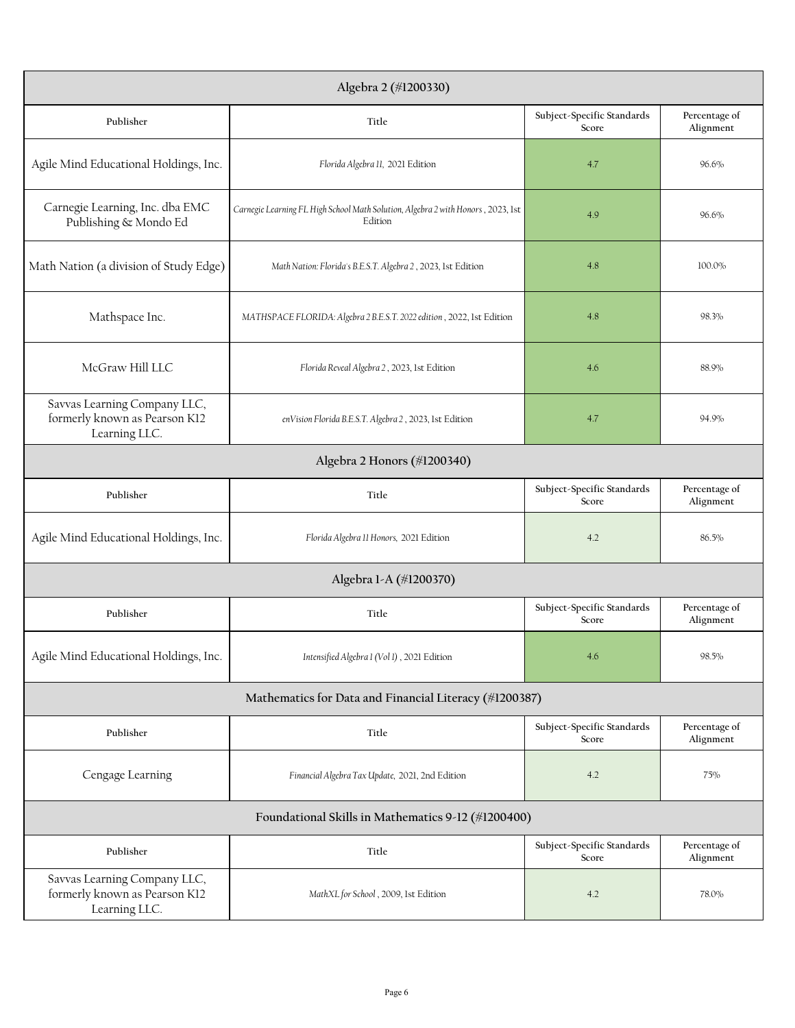| Algebra 2 (#1200330) | | | |
|---|---|---|---|
| **Publisher** | **Title** | **Subject-Specific Standards Score** | **Percentage of Alignment** |
| Agile Mind Educational Holdings, Inc. | *Florida Algebra II,* 2021 Edition | 4.7 | 96.6% |
| Carnegie Learning, Inc. dba EMC Publishing & Mondo Ed | *Carnegie Learning FL High School Math Solution, Algebra 2 with Honors* , 2023, 1st Edition | 4.9 | 96.6% |
| Math Nation (a division of Study Edge) | *Math Nation: Florida's B.E.S.T. Algebra 2* , 2023, 1st Edition | 4.8 | 100.0% |
| Mathspace Inc. | *MATHSPACE FLORIDA: Algebra 2 B.E.S.T. 2022 edition* , 2022, 1st Edition | 4.8 | 98.3% |
| McGraw Hill LLC | *Florida Reveal Algebra 2* , 2023, 1st Edition | 4.6 | 88.9% |
| Savvas Learning Company LLC, formerly known as Pearson K12 Learning LLC. | *enVision Florida B.E.S.T. Algebra 2* , 2023, 1st Edition | 4.7 | 94.9% |

| Algebra 2 Honors (#1200340) | | | |
|---|---|---|---|
| **Publisher** | **Title** | **Subject-Specific Standards Score** | **Percentage of Alignment** |
| Agile Mind Educational Holdings, Inc. | *Florida Algebra II Honors,* 2021 Edition | 4.2 | 86.5% |

| Algebra 1-A (#1200370) | | | |
|---|---|---|---|
| **Publisher** | **Title** | **Subject-Specific Standards Score** | **Percentage of Alignment** |
| Agile Mind Educational Holdings, Inc. | *Intensified Algebra I (Vol I)* , 2021 Edition | 4.6 | 98.5% |

| Mathematics for Data and Financial Literacy (#1200387) | | | |
|---|---|---|---|
| **Publisher** | **Title** | **Subject-Specific Standards Score** | **Percentage of Alignment** |
| Cengage Learning | *Financial Algebra Tax Update,* 2021, 2nd Edition | 4.2 | 75% |

| Foundational Skills in Mathematics 9-12 (#1200400) | | | |
|---|---|---|---|
| **Publisher** | **Title** | **Subject-Specific Standards Score** | **Percentage of Alignment** |
| Savvas Learning Company LLC, formerly known as Pearson K12 Learning LLC. | *MathXL for School* , 2009, 1st Edition | 4.2 | 78.0% |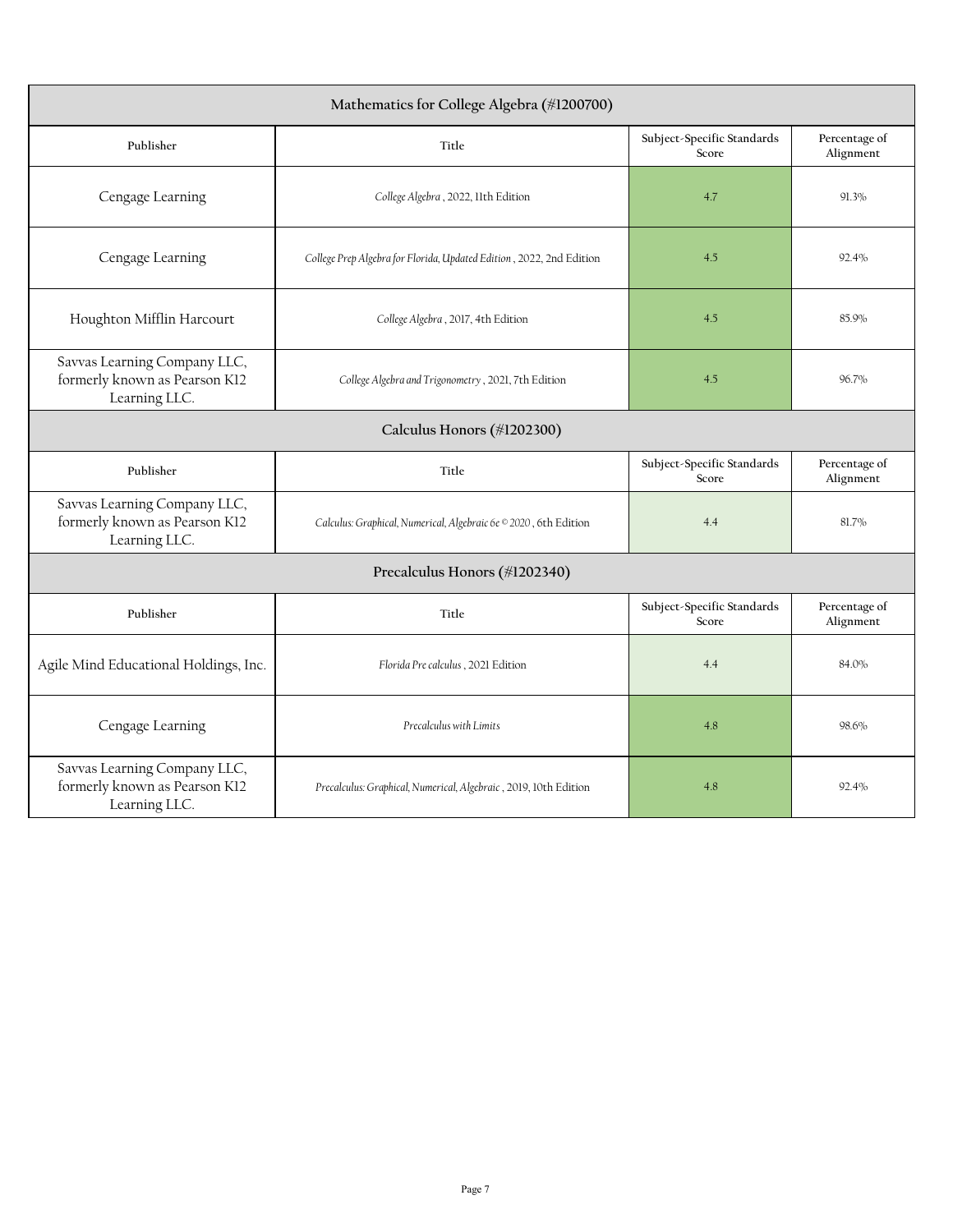| Mathematics for College Algebra (#1200700) | | | |
|---|---|---|---|
| **Publisher** | **Title** | **Subject-Specific Standards Score** | **Percentage of Alignment** |
| Cengage Learning | *College Algebra* , 2022, 11th Edition | 4.7 | 91.3% |
| Cengage Learning | *College Prep Algebra for Florida, Updated Edition* , 2022, 2nd Edition | 4.5 | 92.4% |
| Houghton Mifflin Harcourt | *College Algebra* , 2017, 4th Edition | 4.5 | 85.9% |
| Savvas Learning Company LLC, formerly known as Pearson K12 Learning LLC. | *College Algebra and Trigonometry* , 2021, 7th Edition | 4.5 | 96.7% |

| Calculus Honors (#1202300) | | | |
|---|---|---|---|
| **Publisher** | **Title** | **Subject-Specific Standards Score** | **Percentage of Alignment** |
| Savvas Learning Company LLC, formerly known as Pearson K12 Learning LLC. | *Calculus: Graphical, Numerical, Algebraic 6e © 2020* , 6th Edition | 4.4 | 81.7% |

| Precalculus Honors (#1202340) | | | |
|---|---|---|---|
| **Publisher** | **Title** | **Subject-Specific Standards Score** | **Percentage of Alignment** |
| Agile Mind Educational Holdings, Inc. | *Florida Pre calculus* , 2021 Edition | 4.4 | 84.0% |
| Cengage Learning | *Precalculus with Limits* | 4.8 | 98.6% |
| Savvas Learning Company LLC, formerly known as Pearson K12 Learning LLC. | *Precalculus: Graphical, Numerical, Algebraic* , 2019, 10th Edition | 4.8 | 92.4% |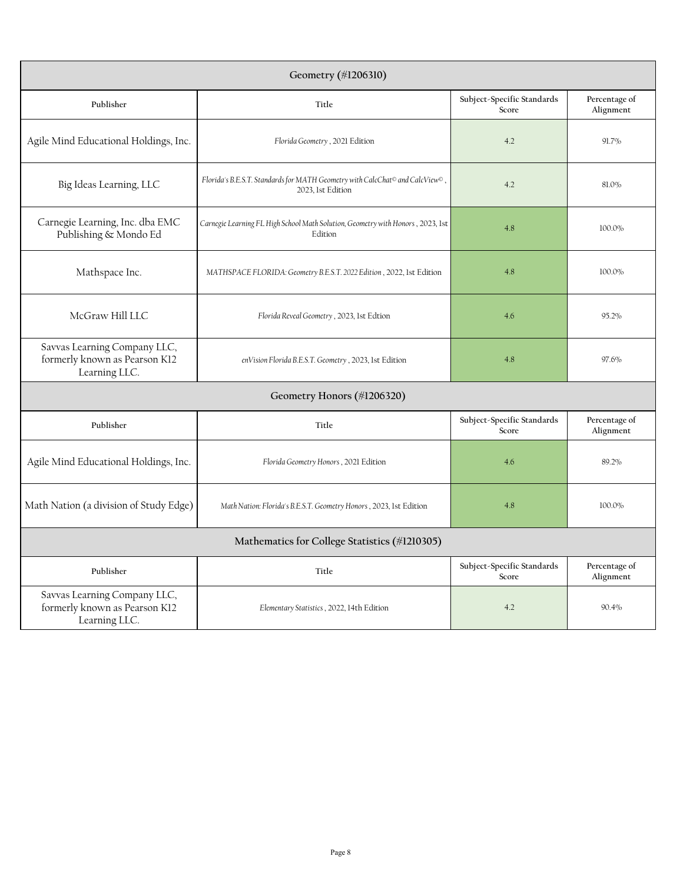| Geometry (#1206310) | | | |
|---|---|---|---|
| Publisher | Title | Subject-Specific Standards Score | Percentage of Alignment |
| Agile Mind Educational Holdings, Inc. | *Florida Geometry* , 2021 Edition | 4.2 | 91.7% |
| Big Ideas Learning, LLC | *Florida's B.E.S.T. Standards for MATH Geometry with CalcChat© and CalcView©* , 2023, 1st Edition | 4.2 | 81.0% |
| Carnegie Learning, Inc. dba EMC Publishing & Mondo Ed | *Carnegie Learning FL High School Math Solution, Geometry with Honors* , 2023, 1st Edition | 4.8 | 100.0% |
| Mathspace Inc. | *MATHSPACE FLORIDA: Geometry B.E.S.T. 2022 Edition* , 2022, 1st Edition | 4.8 | 100.0% |
| McGraw Hill LLC | *Florida Reveal Geometry* , 2023, 1st Edtion | 4.6 | 95.2% |
| Savvas Learning Company LLC, formerly known as Pearson K12 Learning LLC. | *enVision Florida B.E.S.T. Geometry* , 2023, 1st Edition | 4.8 | 97.6% |

| Geometry Honors (#1206320) | | | |
|---|---|---|---|
| Publisher | Title | Subject-Specific Standards Score | Percentage of Alignment |
| Agile Mind Educational Holdings, Inc. | *Florida Geometry Honors* , 2021 Edition | 4.6 | 89.2% |
| Math Nation (a division of Study Edge) | *Math Nation: Florida's B.E.S.T. Geometry Honors* , 2023, 1st Edition | 4.8 | 100.0% |

| Mathematics for College Statistics (#1210305) | | | |
|---|---|---|---|
| Publisher | Title | Subject-Specific Standards Score | Percentage of Alignment |
| Savvas Learning Company LLC, formerly known as Pearson K12 Learning LLC. | *Elementary Statistics* , 2022, 14th Edition | 4.2 | 90.4% |